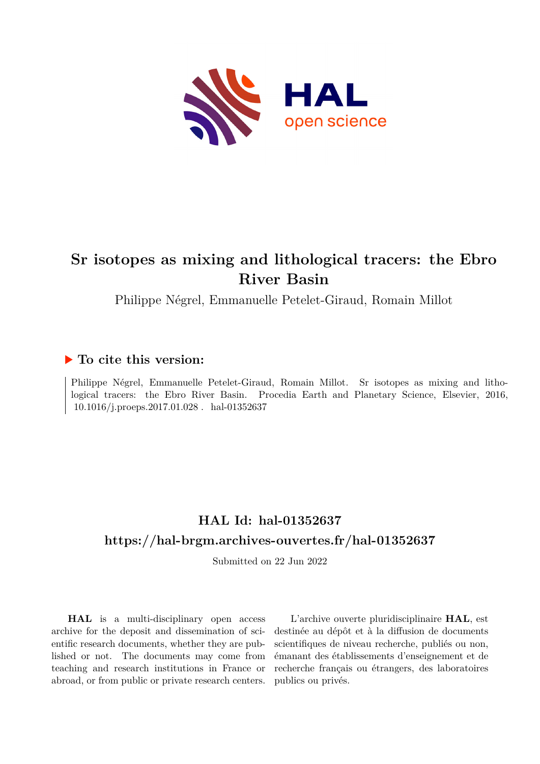# Sr isotopes as mixing and lithological tracers: the Ebro River Basin

Philippe Négrel, Emmanuelle Petelet-Giraud, Romain Millot

## ▶ To cite this version:

Philippe Négrel, Emmanuelle Petelet-Giraud, Romain Millot. Sr isotopes as mixing and lithological tracers: the Ebro River Basin. Procedia Earth and Planetary Science, Elsevier, 2016, 10.1016/j.proeps.2017.01.028 . hal-01352637

## HAL Id: hal-01352637

## https://hal-brgm.archives-ouvertes.fr/hal-01352637

Submitted on 22 Jun 2022

**HAL** is a multi-disciplinary open access archive for the deposit and dissemination of scientific research documents, whether they are published or not. The documents may come from teaching and research institutions in France or abroad, or from public or private research centers.

L'archive ouverte pluridisciplinaire **HAL**, est destinée au dépôt et à la diffusion de documents scientifiques de niveau recherche, publiés ou non, émanant des établissements d'enseignement et de recherche français ou étrangers, des laboratoires publics ou privés.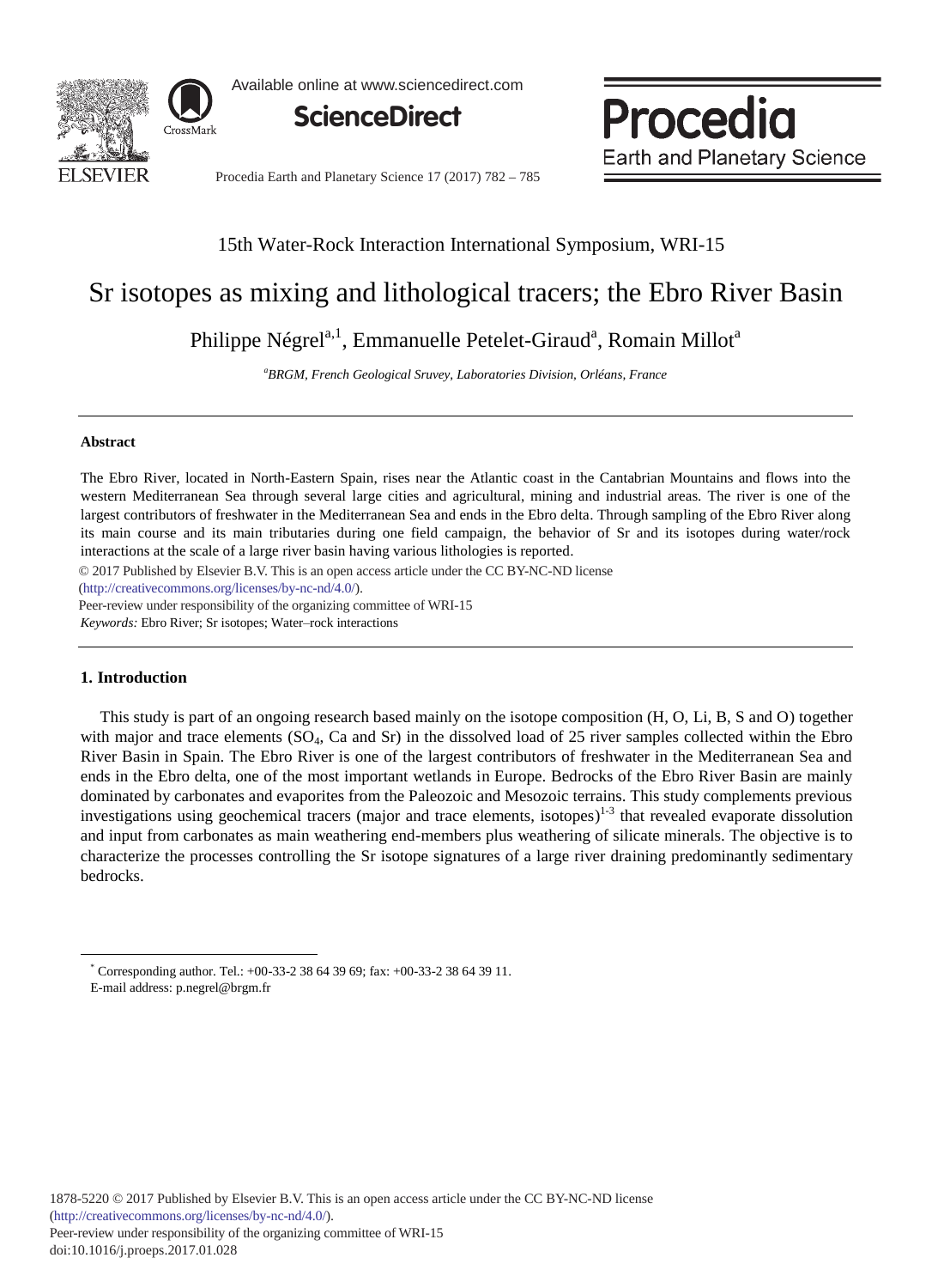15th Water-Rock Interaction International Symposium, WRI-15

# Sr isotopes as mixing and lithological tracers; the Ebro River Basin

Philippe Négrel[a,1], Emmanuelle Petelet-Giraud[a], Romain Millot[a]

[a]*BRGM, French Geological Sruvey, Laboratories Division, Orléans, France*

---

### Abstract

The Ebro River, located in North-Eastern Spain, rises near the Atlantic coast in the Cantabrian Mountains and flows into the western Mediterranean Sea through several large cities and agricultural, mining and industrial areas. The river is one of the largest contributors of freshwater in the Mediterranean Sea and ends in the Ebro delta. Through sampling of the Ebro River along its main course and its main tributaries during one field campaign, the behavior of Sr and its isotopes during water/rock interactions at the scale of a large river basin having various lithologies is reported.

© 2017 Published by Elsevier B.V. This is an open access article under the CC BY-NC-ND license (http://creativecommons.org/licenses/by-nc-nd/4.0/).

Peer-review under responsibility of the organizing committee of WRI-15

*Keywords:* Ebro River; Sr isotopes; Water–rock interactions

---

## 1. Introduction

This study is part of an ongoing research based mainly on the isotope composition (H, O, Li, B, S and O) together with major and trace elements ($SO_4$, Ca and Sr) in the dissolved load of 25 river samples collected within the Ebro River Basin in Spain. The Ebro River is one of the largest contributors of freshwater in the Mediterranean Sea and ends in the Ebro delta, one of the most important wetlands in Europe. Bedrocks of the Ebro River Basin are mainly dominated by carbonates and evaporites from the Paleozoic and Mesozoic terrains. This study complements previous investigations using geochemical tracers (major and trace elements, isotopes)[1-3] that revealed evaporate dissolution and input from carbonates as main weathering end-members plus weathering of silicate minerals. The objective is to characterize the processes controlling the Sr isotope signatures of a large river draining predominantly sedimentary bedrocks.

---

* Corresponding author. Tel.: +00-33-2 38 64 39 69; fax: +00-33-2 38 64 39 11.
E-mail address: p.negrel@brgm.fr

1878-5220 © 2017 Published by Elsevier B.V. This is an open access article under the CC BY-NC-ND license (http://creativecommons.org/licenses/by-nc-nd/4.0/).
Peer-review under responsibility of the organizing committee of WRI-15
doi:10.1016/j.proeps.2017.01.028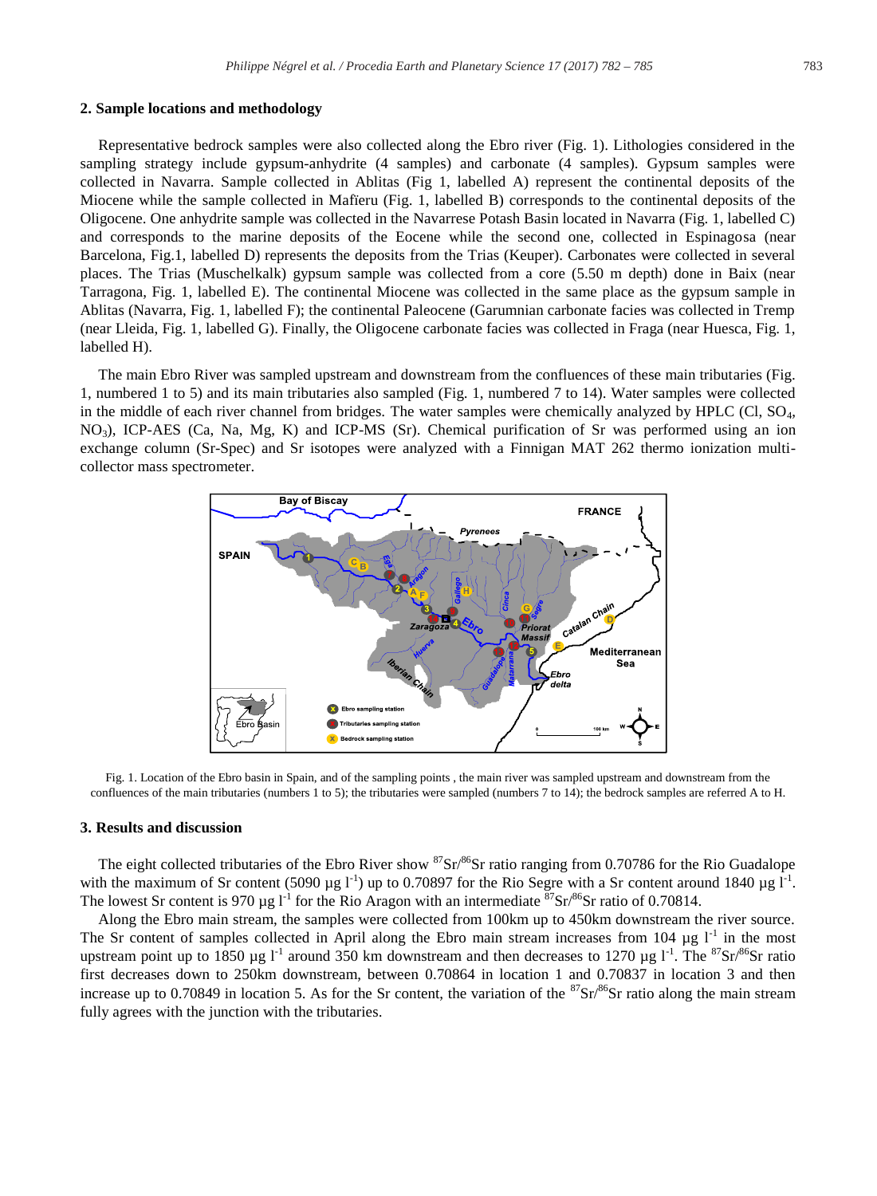## 2. Sample locations and methodology

Representative bedrock samples were also collected along the Ebro river (Fig. 1). Lithologies considered in the sampling strategy include gypsum-anhydrite (4 samples) and carbonate (4 samples). Gypsum samples were collected in Navarra. Sample collected in Ablitas (Fig 1, labelled A) represent the continental deposits of the Miocene while the sample collected in Mañeru (Fig. 1, labelled B) corresponds to the continental deposits of the Oligocene. One anhydrite sample was collected in the Navarrese Potash Basin located in Navarra (Fig. 1, labelled C) and corresponds to the marine deposits of the Eocene while the second one, collected in Espinagosa (near Barcelona, Fig.1, labelled D) represents the deposits from the Trias (Keuper). Carbonates were collected in several places. The Trias (Muschelkalk) gypsum sample was collected from a core (5.50 m depth) done in Baix (near Tarragona, Fig. 1, labelled E). The continental Miocene was collected in the same place as the gypsum sample in Ablitas (Navarra, Fig. 1, labelled F); the continental Paleocene (Garumnian carbonate facies was collected in Tremp (near Lleida, Fig. 1, labelled G). Finally, the Oligocene carbonate facies was collected in Fraga (near Huesca, Fig. 1, labelled H).

The main Ebro River was sampled upstream and downstream from the confluences of these main tributaries (Fig. 1, numbered 1 to 5) and its main tributaries also sampled (Fig. 1, numbered 7 to 14). Water samples were collected in the middle of each river channel from bridges. The water samples were chemically analyzed by HPLC (Cl, $SO_4$, $NO_3$), ICP-AES (Ca, Na, Mg, K) and ICP-MS (Sr). Chemical purification of Sr was performed using an ion exchange column (Sr-Spec) and Sr isotopes were analyzed with a Finnigan MAT 262 thermo ionization multi-collector mass spectrometer.

Fig. 1. Location of the Ebro basin in Spain, and of the sampling points , the main river was sampled upstream and downstream from the confluences of the main tributaries (numbers 1 to 5); the tributaries were sampled (numbers 7 to 14); the bedrock samples are referred A to H.

## 3. Results and discussion

The eight collected tributaries of the Ebro River show $^{87}Sr/^{86}Sr$ ratio ranging from 0.70786 for the Rio Guadalope with the maximum of Sr content (5090 µg $l^{-1}$) up to 0.70897 for the Rio Segre with a Sr content around 1840 µg $l^{-1}$. The lowest Sr content is 970 µg $l^{-1}$ for the Rio Aragon with an intermediate $^{87}Sr/^{86}Sr$ ratio of 0.70814.

Along the Ebro main stream, the samples were collected from 100km up to 450km downstream the river source. The Sr content of samples collected in April along the Ebro main stream increases from 104 µg $l^{-1}$ in the most upstream point up to 1850 µg $l^{-1}$ around 350 km downstream and then decreases to 1270 µg $l^{-1}$. The $^{87}Sr/^{86}Sr$ ratio first decreases down to 250km downstream, between 0.70864 in location 1 and 0.70837 in location 3 and then increase up to 0.70849 in location 5. As for the Sr content, the variation of the $^{87}Sr/^{86}Sr$ ratio along the main stream fully agrees with the junction with the tributaries.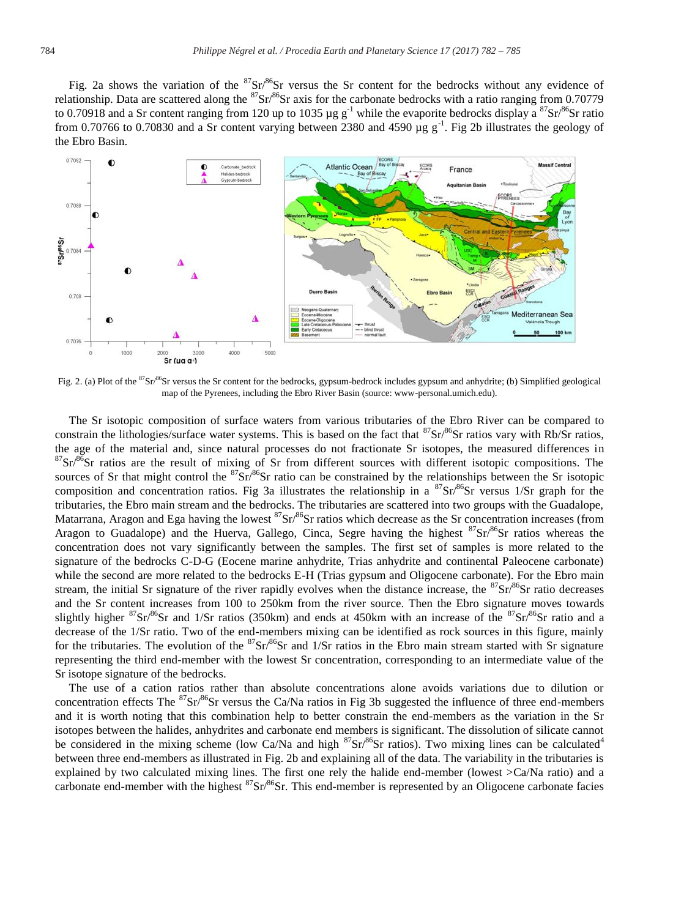Fig. 2a shows the variation of the $^{87}Sr/^{86}Sr$ versus the Sr content for the bedrocks without any evidence of relationship. Data are scattered along the $^{87}Sr/^{86}Sr$ axis for the carbonate bedrocks with a ratio ranging from 0.70779 to 0.70918 and a Sr content ranging from 120 up to 1035 µg g$^{-1}$ while the evaporite bedrocks display a $^{87}Sr/^{86}Sr$ ratio from 0.70766 to 0.70830 and a Sr content varying between 2380 and 4590 µg g$^{-1}$. Fig 2b illustrates the geology of the Ebro Basin.

Fig. 2. (a) Plot of the $^{87}Sr/^{86}Sr$ versus the Sr content for the bedrocks, gypsum-bedrock includes gypsum and anhydrite; (b) Simplified geological map of the Pyrenees, including the Ebro River Basin (source: www-personal.umich.edu).

The Sr isotopic composition of surface waters from various tributaries of the Ebro River can be compared to constrain the lithologies/surface water systems. This is based on the fact that $^{87}Sr/^{86}Sr$ ratios vary with Rb/Sr ratios, the age of the material and, since natural processes do not fractionate Sr isotopes, the measured differences in $^{87}Sr/^{86}Sr$ ratios are the result of mixing of Sr from different sources with different isotopic compositions. The sources of Sr that might control the $^{87}Sr/^{86}Sr$ ratio can be constrained by the relationships between the Sr isotopic composition and concentration ratios. Fig 3a illustrates the relationship in a $^{87}Sr/^{86}Sr$ versus 1/Sr graph for the tributaries, the Ebro main stream and the bedrocks. The tributaries are scattered into two groups with the Guadalope, Matarrana, Aragon and Ega having the lowest $^{87}Sr/^{86}Sr$ ratios which decrease as the Sr concentration increases (from Aragon to Guadalope) and the Huerva, Gallego, Cinca, Segre having the highest $^{87}Sr/^{86}Sr$ ratios whereas the concentration does not vary significantly between the samples. The first set of samples is more related to the signature of the bedrocks C-D-G (Eocene marine anhydrite, Trias anhydrite and continental Paleocene carbonate) while the second are more related to the bedrocks E-H (Trias gypsum and Oligocene carbonate). For the Ebro main stream, the initial Sr signature of the river rapidly evolves when the distance increase, the $^{87}Sr/^{86}Sr$ ratio decreases and the Sr content increases from 100 to 250km from the river source. Then the Ebro signature moves towards slightly higher $^{87}Sr/^{86}Sr$ and 1/Sr ratios (350km) and ends at 450km with an increase of the $^{87}Sr/^{86}Sr$ ratio and a decrease of the 1/Sr ratio. Two of the end-members mixing can be identified as rock sources in this figure, mainly for the tributaries. The evolution of the $^{87}Sr/^{86}Sr$ and 1/Sr ratios in the Ebro main stream started with Sr signature representing the third end-member with the lowest Sr concentration, corresponding to an intermediate value of the Sr isotope signature of the bedrocks.

The use of a cation ratios rather than absolute concentrations alone avoids variations due to dilution or concentration effects The $^{87}Sr/^{86}Sr$ versus the Ca/Na ratios in Fig 3b suggested the influence of three end-members and it is worth noting that this combination help to better constrain the end-members as the variation in the Sr isotopes between the halides, anhydrites and carbonate end members is significant. The dissolution of silicate cannot be considered in the mixing scheme (low Ca/Na and high $^{87}Sr/^{86}Sr$ ratios). Two mixing lines can be calculated[4] between three end-members as illustrated in Fig. 2b and explaining all of the data. The variability in the tributaries is explained by two calculated mixing lines. The first one rely the halide end-member (lowest >Ca/Na ratio) and a carbonate end-member with the highest $^{87}Sr/^{86}Sr$. This end-member is represented by an Oligocene carbonate facies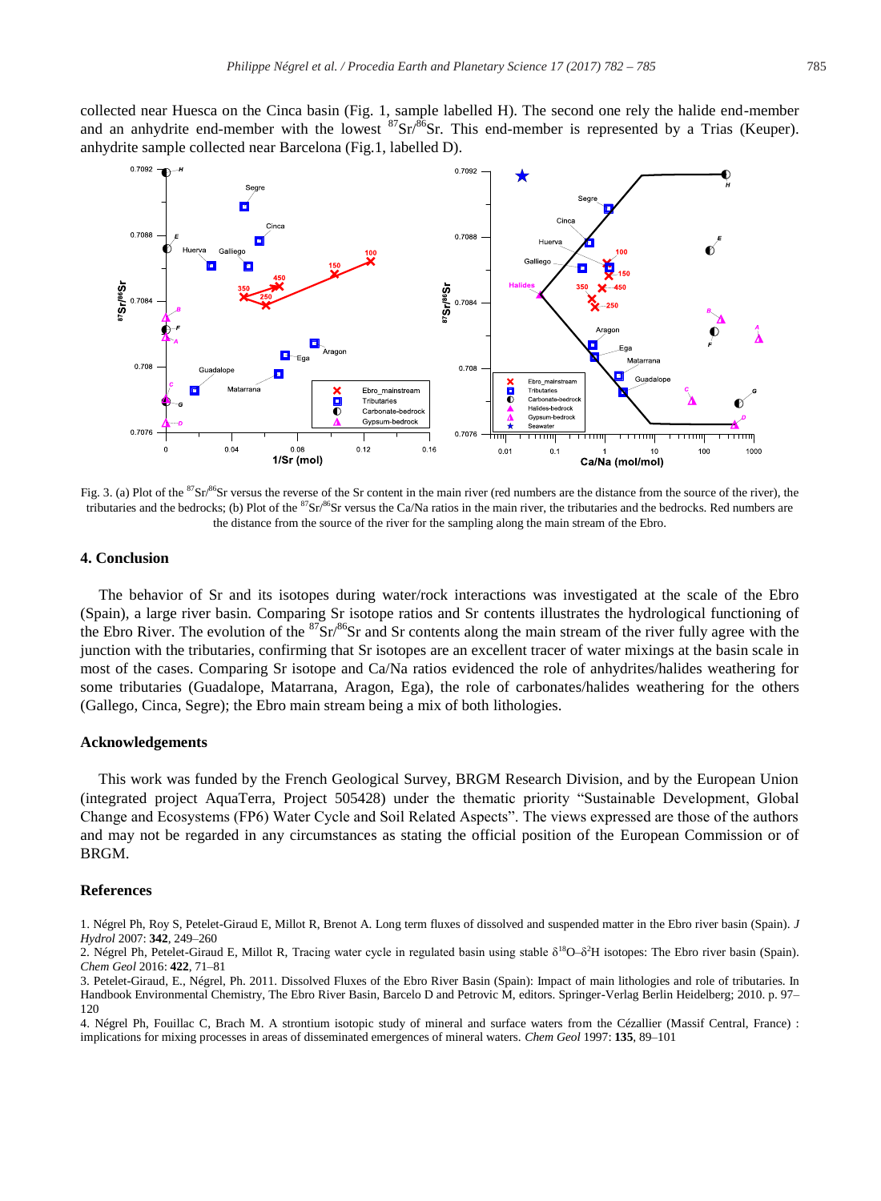collected near Huesca on the Cinca basin (Fig. 1, sample labelled H). The second one rely the halide end-member and an anhydrite end-member with the lowest $^{87}Sr/^{86}Sr$. This end-member is represented by a Trias (Keuper). anhydrite sample collected near Barcelona (Fig.1, labelled D).

0.7092
0.7088
0.7084
0.708
0.7076
$^{87}Sr/^{86}Sr$
0
0.04
0.08
0.12
0.16
1/Sr (mol)
H
E
B
F
A
C
G
D
Segre
Cinca
Huerva
Galliego
100
150
450
350
250
Aragon
Ega
Guadalope
Matarrana
Ebro_mainstream
Tributaries
Carbonate-bedrock
Gypsum-bedrock

0.7092
0.7088
0.7084
0.708
0.7076
$^{87}Sr/^{86}Sr$
0.01
0.1
1
10
100
1000
Ca/Na (mol/mol)
H
Segre
Cinca
Huerva
Galliego
100
150
Halides
350
450
250
E
B
A
F
Aragon
Ega
Matarrana
Guadalope
C
G
D
Ebro_mainstream
Tributaries
Carbonate-bedrock
Halides-bedrock
Gypsum-bedrock
Seawater

Fig. 3. (a) Plot of the $^{87}Sr/^{86}Sr$ versus the reverse of the Sr content in the main river (red numbers are the distance from the source of the river), the tributaries and the bedrocks; (b) Plot of the $^{87}Sr/^{86}Sr$ versus the Ca/Na ratios in the main river, the tributaries and the bedrocks. Red numbers are the distance from the source of the river for the sampling along the main stream of the Ebro.

## 4. Conclusion

The behavior of Sr and its isotopes during water/rock interactions was investigated at the scale of the Ebro (Spain), a large river basin. Comparing Sr isotope ratios and Sr contents illustrates the hydrological functioning of the Ebro River. The evolution of the $^{87}Sr/^{86}Sr$ and Sr contents along the main stream of the river fully agree with the junction with the tributaries, confirming that Sr isotopes are an excellent tracer of water mixings at the basin scale in most of the cases. Comparing Sr isotope and Ca/Na ratios evidenced the role of anhydrites/halides weathering for some tributaries (Guadalope, Matarrana, Aragon, Ega), the role of carbonates/halides weathering for the others (Gallego, Cinca, Segre); the Ebro main stream being a mix of both lithologies.

## Acknowledgements

This work was funded by the French Geological Survey, BRGM Research Division, and by the European Union (integrated project AquaTerra, Project 505428) under the thematic priority "Sustainable Development, Global Change and Ecosystems (FP6) Water Cycle and Soil Related Aspects". The views expressed are those of the authors and may not be regarded in any circumstances as stating the official position of the European Commission or of BRGM.

## References

1. Négrel Ph, Roy S, Petelet-Giraud E, Millot R, Brenot A. Long term fluxes of dissolved and suspended matter in the Ebro river basin (Spain). *J Hydrol* 2007: **342**, 249–260
2. Négrel Ph, Petelet-Giraud E, Millot R, Tracing water cycle in regulated basin using stable $\delta^{18}O$–$\delta^{2}H$ isotopes: The Ebro river basin (Spain). *Chem Geol* 2016: **422**, 71–81
3. Petelet-Giraud, E., Négrel, Ph. 2011. Dissolved Fluxes of the Ebro River Basin (Spain): Impact of main lithologies and role of tributaries. In Handbook Environmental Chemistry, The Ebro River Basin, Barcelo D and Petrovic M, editors. Springer-Verlag Berlin Heidelberg; 2010. p. 97–120
4. Négrel Ph, Fouillac C, Brach M. A strontium isotopic study of mineral and surface waters from the Cézallier (Massif Central, France) : implications for mixing processes in areas of disseminated emergences of mineral waters. *Chem Geol* 1997: **135**, 89–101